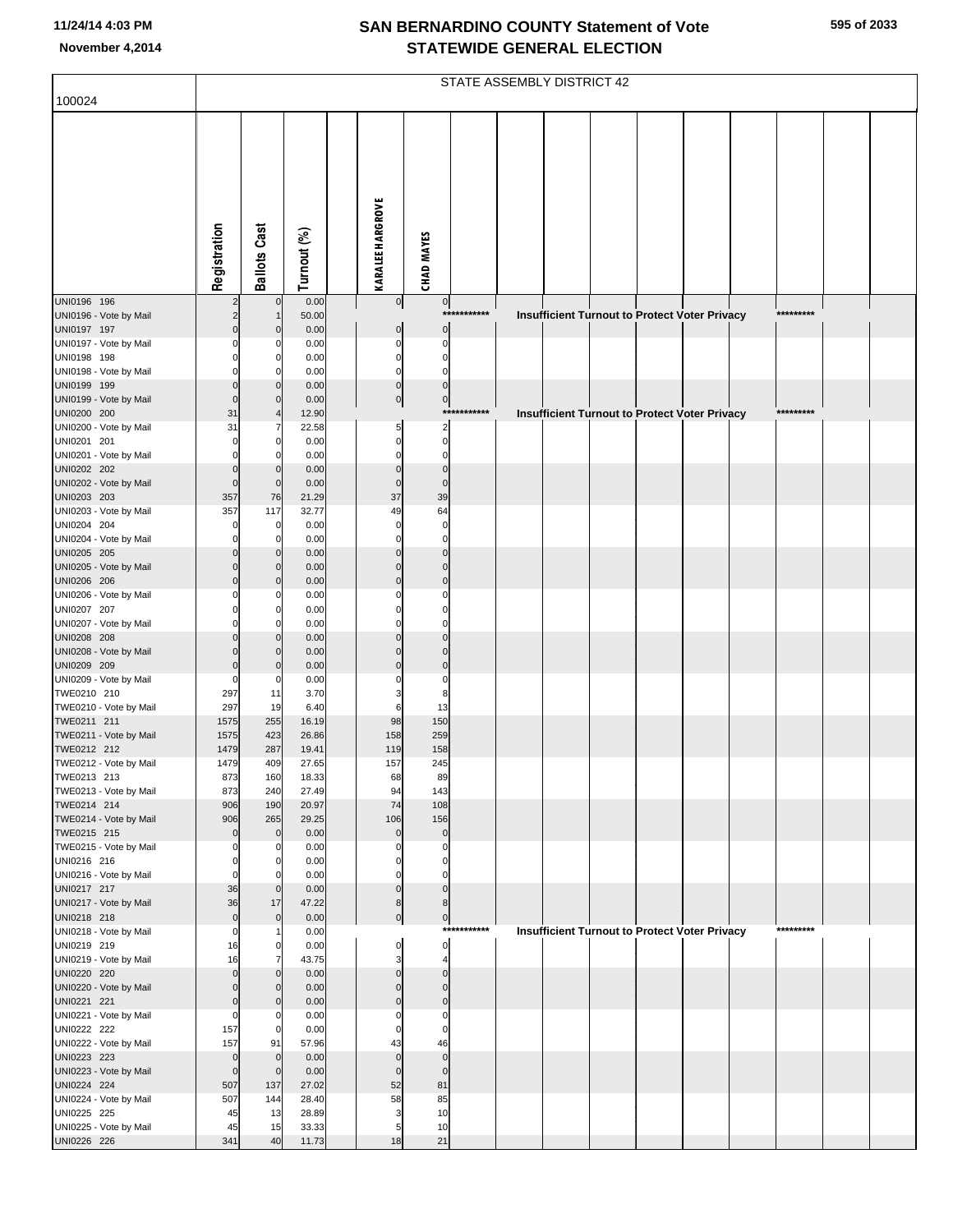# SAN BERNARDINO COUNTY Statement of Vote
## STATEWIDE GENERAL ELECTION

11/24/14 4:03 PM
November 4,2014

STATE ASSEMBLY DISTRICT 42

100024

| | Registration | Ballots Cast | Turnout (%) | KARALEE HARGROVE | CHAD MAYES | |
|---|---|---|---|---|---|---|
| UNI0196 196 | 2 | 0 | 0.00 | 0 | 0 | |
| UNI0196 - Vote by Mail | 2 | 1 | 50.00 | | *********** | Insufficient Turnout to Protect Voter Privacy ********* |
| UNI0197 197 | 0 | 0 | 0.00 | 0 | 0 | |
| UNI0197 - Vote by Mail | 0 | 0 | 0.00 | 0 | 0 | |
| UNI0198 198 | 0 | 0 | 0.00 | 0 | 0 | |
| UNI0198 - Vote by Mail | 0 | 0 | 0.00 | 0 | 0 | |
| UNI0199 199 | 0 | 0 | 0.00 | 0 | 0 | |
| UNI0199 - Vote by Mail | 0 | 0 | 0.00 | 0 | 0 | |
| UNI0200 200 | 31 | 4 | 12.90 | | *********** | Insufficient Turnout to Protect Voter Privacy ********* |
| UNI0200 - Vote by Mail | 31 | 7 | 22.58 | 5 | 2 | |
| UNI0201 201 | 0 | 0 | 0.00 | 0 | 0 | |
| UNI0201 - Vote by Mail | 0 | 0 | 0.00 | 0 | 0 | |
| UNI0202 202 | 0 | 0 | 0.00 | 0 | 0 | |
| UNI0202 - Vote by Mail | 0 | 0 | 0.00 | 0 | 0 | |
| UNI0203 203 | 357 | 76 | 21.29 | 37 | 39 | |
| UNI0203 - Vote by Mail | 357 | 117 | 32.77 | 49 | 64 | |
| UNI0204 204 | 0 | 0 | 0.00 | 0 | 0 | |
| UNI0204 - Vote by Mail | 0 | 0 | 0.00 | 0 | 0 | |
| UNI0205 205 | 0 | 0 | 0.00 | 0 | 0 | |
| UNI0205 - Vote by Mail | 0 | 0 | 0.00 | 0 | 0 | |
| UNI0206 206 | 0 | 0 | 0.00 | 0 | 0 | |
| UNI0206 - Vote by Mail | 0 | 0 | 0.00 | 0 | 0 | |
| UNI0207 207 | 0 | 0 | 0.00 | 0 | 0 | |
| UNI0207 - Vote by Mail | 0 | 0 | 0.00 | 0 | 0 | |
| UNI0208 208 | 0 | 0 | 0.00 | 0 | 0 | |
| UNI0208 - Vote by Mail | 0 | 0 | 0.00 | 0 | 0 | |
| UNI0209 209 | 0 | 0 | 0.00 | 0 | 0 | |
| UNI0209 - Vote by Mail | 0 | 0 | 0.00 | 0 | 0 | |
| TWE0210 210 | 297 | 11 | 3.70 | 3 | 8 | |
| TWE0210 - Vote by Mail | 297 | 19 | 6.40 | 6 | 13 | |
| TWE0211 211 | 1575 | 255 | 16.19 | 98 | 150 | |
| TWE0211 - Vote by Mail | 1575 | 423 | 26.86 | 158 | 259 | |
| TWE0212 212 | 1479 | 287 | 19.41 | 119 | 158 | |
| TWE0212 - Vote by Mail | 1479 | 409 | 27.65 | 157 | 245 | |
| TWE0213 213 | 873 | 160 | 18.33 | 68 | 89 | |
| TWE0213 - Vote by Mail | 873 | 240 | 27.49 | 94 | 143 | |
| TWE0214 214 | 906 | 190 | 20.97 | 74 | 108 | |
| TWE0214 - Vote by Mail | 906 | 265 | 29.25 | 106 | 156 | |
| TWE0215 215 | 0 | 0 | 0.00 | 0 | 0 | |
| TWE0215 - Vote by Mail | 0 | 0 | 0.00 | 0 | 0 | |
| UNI0216 216 | 0 | 0 | 0.00 | 0 | 0 | |
| UNI0216 - Vote by Mail | 0 | 0 | 0.00 | 0 | 0 | |
| UNI0217 217 | 36 | 0 | 0.00 | 0 | 0 | |
| UNI0217 - Vote by Mail | 36 | 17 | 47.22 | 8 | 8 | |
| UNI0218 218 | 0 | 0 | 0.00 | 0 | 0 | |
| UNI0218 - Vote by Mail | 0 | 1 | 0.00 | | *********** | Insufficient Turnout to Protect Voter Privacy ********* |
| UNI0219 219 | 16 | 0 | 0.00 | 0 | 0 | |
| UNI0219 - Vote by Mail | 16 | 7 | 43.75 | 3 | 4 | |
| UNI0220 220 | 0 | 0 | 0.00 | 0 | 0 | |
| UNI0220 - Vote by Mail | 0 | 0 | 0.00 | 0 | 0 | |
| UNI0221 221 | 0 | 0 | 0.00 | 0 | 0 | |
| UNI0221 - Vote by Mail | 0 | 0 | 0.00 | 0 | 0 | |
| UNI0222 222 | 157 | 0 | 0.00 | 0 | 0 | |
| UNI0222 - Vote by Mail | 157 | 91 | 57.96 | 43 | 46 | |
| UNI0223 223 | 0 | 0 | 0.00 | 0 | 0 | |
| UNI0223 - Vote by Mail | 0 | 0 | 0.00 | 0 | 0 | |
| UNI0224 224 | 507 | 137 | 27.02 | 52 | 81 | |
| UNI0224 - Vote by Mail | 507 | 144 | 28.40 | 58 | 85 | |
| UNI0225 225 | 45 | 13 | 28.89 | 3 | 10 | |
| UNI0225 - Vote by Mail | 45 | 15 | 33.33 | 5 | 10 | |
| UNI0226 226 | 341 | 40 | 11.73 | 18 | 21 | |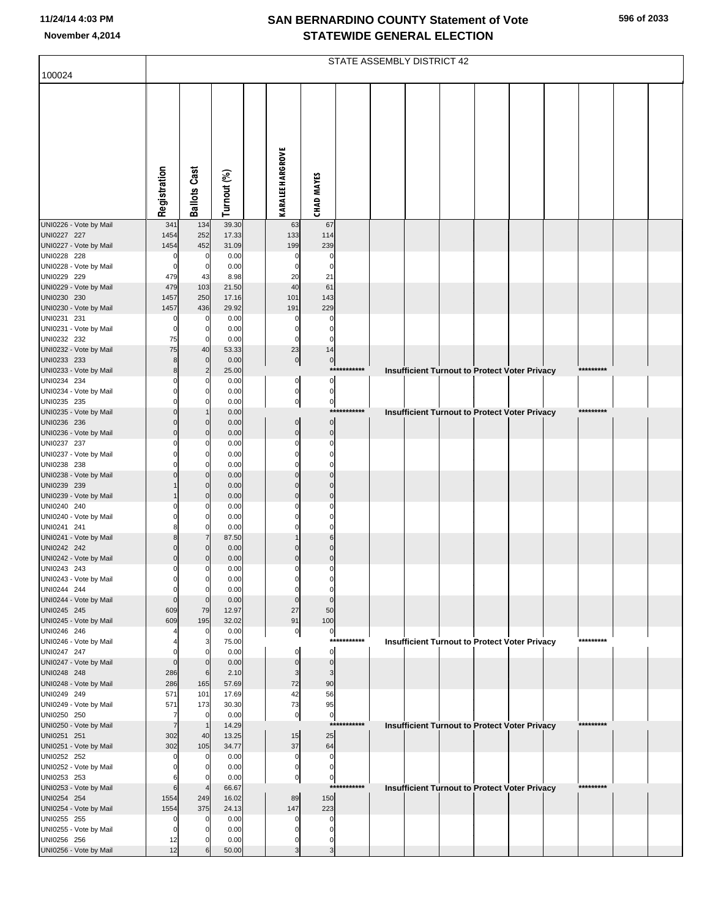# SAN BERNARDINO COUNTY Statement of Vote
# STATEWIDE GENERAL ELECTION

November 4,2014

100024

STATE ASSEMBLY DISTRICT 42

| | Registration | Ballots Cast | Turnout (%) | | KARALEE HARGROVE | CHAD MAYES | | | | | | | | | | |
|---|---|---|---|---|---|---|---|---|---|---|---|---|---|---|---|---|
| UNI0226 - Vote by Mail | 341 | 134 | 39.30 | | 63 | 67 | | | | | | | | | | |
| UNI0227 227 | 1454 | 252 | 17.33 | | 133 | 114 | | | | | | | | | | |
| UNI0227 - Vote by Mail | 1454 | 452 | 31.09 | | 199 | 239 | | | | | | | | | | |
| UNI0228 228 | 0 | 0 | 0.00 | | 0 | 0 | | | | | | | | | | |
| UNI0228 - Vote by Mail | 0 | 0 | 0.00 | | 0 | 0 | | | | | | | | | | |
| UNI0229 229 | 479 | 43 | 8.98 | | 20 | 21 | | | | | | | | | | |
| UNI0229 - Vote by Mail | 479 | 103 | 21.50 | | 40 | 61 | | | | | | | | | | |
| UNI0230 230 | 1457 | 250 | 17.16 | | 101 | 143 | | | | | | | | | | |
| UNI0230 - Vote by Mail | 1457 | 436 | 29.92 | | 191 | 229 | | | | | | | | | | |
| UNI0231 231 | 0 | 0 | 0.00 | | 0 | 0 | | | | | | | | | | |
| UNI0231 - Vote by Mail | 0 | 0 | 0.00 | | 0 | 0 | | | | | | | | | | |
| UNI0232 232 | 75 | 0 | 0.00 | | 0 | 0 | | | | | | | | | | |
| UNI0232 - Vote by Mail | 75 | 40 | 53.33 | | 23 | 14 | | | | | | | | | | |
| UNI0233 233 | 8 | 0 | 0.00 | | 0 | 0 | | | | | | | | | | |
| UNI0233 - Vote by Mail | 8 | 2 | 25.00 | | | *********** | Insufficient Turnout to Protect Voter Privacy | | | | | | | ********* | | |
| UNI0234 234 | 0 | 0 | 0.00 | | 0 | 0 | | | | | | | | | | |
| UNI0234 - Vote by Mail | 0 | 0 | 0.00 | | 0 | 0 | | | | | | | | | | |
| UNI0235 235 | 0 | 0 | 0.00 | | 0 | 0 | | | | | | | | | | |
| UNI0235 - Vote by Mail | 0 | 1 | 0.00 | | | *********** | Insufficient Turnout to Protect Voter Privacy | | | | | | | ********* | | |
| UNI0236 236 | 0 | 0 | 0.00 | | 0 | 0 | | | | | | | | | | |
| UNI0236 - Vote by Mail | 0 | 0 | 0.00 | | 0 | 0 | | | | | | | | | | |
| UNI0237 237 | 0 | 0 | 0.00 | | 0 | 0 | | | | | | | | | | |
| UNI0237 - Vote by Mail | 0 | 0 | 0.00 | | 0 | 0 | | | | | | | | | | |
| UNI0238 238 | 0 | 0 | 0.00 | | 0 | 0 | | | | | | | | | | |
| UNI0238 - Vote by Mail | 0 | 0 | 0.00 | | 0 | 0 | | | | | | | | | | |
| UNI0239 239 | 1 | 0 | 0.00 | | 0 | 0 | | | | | | | | | | |
| UNI0239 - Vote by Mail | 1 | 0 | 0.00 | | 0 | 0 | | | | | | | | | | |
| UNI0240 240 | 0 | 0 | 0.00 | | 0 | 0 | | | | | | | | | | |
| UNI0240 - Vote by Mail | 0 | 0 | 0.00 | | 0 | 0 | | | | | | | | | | |
| UNI0241 241 | 8 | 0 | 0.00 | | 0 | 0 | | | | | | | | | | |
| UNI0241 - Vote by Mail | 8 | 7 | 87.50 | | 1 | 6 | | | | | | | | | | |
| UNI0242 242 | 0 | 0 | 0.00 | | 0 | 0 | | | | | | | | | | |
| UNI0242 - Vote by Mail | 0 | 0 | 0.00 | | 0 | 0 | | | | | | | | | | |
| UNI0243 243 | 0 | 0 | 0.00 | | 0 | 0 | | | | | | | | | | |
| UNI0243 - Vote by Mail | 0 | 0 | 0.00 | | 0 | 0 | | | | | | | | | | |
| UNI0244 244 | 0 | 0 | 0.00 | | 0 | 0 | | | | | | | | | | |
| UNI0244 - Vote by Mail | 0 | 0 | 0.00 | | 0 | 0 | | | | | | | | | | |
| UNI0245 245 | 609 | 79 | 12.97 | | 27 | 50 | | | | | | | | | | |
| UNI0245 - Vote by Mail | 609 | 195 | 32.02 | | 91 | 100 | | | | | | | | | | |
| UNI0246 246 | 4 | 0 | 0.00 | | 0 | 0 | | | | | | | | | | |
| UNI0246 - Vote by Mail | 4 | 3 | 75.00 | | | *********** | Insufficient Turnout to Protect Voter Privacy | | | | | | | ********* | | |
| UNI0247 247 | 0 | 0 | 0.00 | | 0 | 0 | | | | | | | | | | |
| UNI0247 - Vote by Mail | 0 | 0 | 0.00 | | 0 | 0 | | | | | | | | | | |
| UNI0248 248 | 286 | 6 | 2.10 | | 3 | 3 | | | | | | | | | | |
| UNI0248 - Vote by Mail | 286 | 165 | 57.69 | | 72 | 90 | | | | | | | | | | |
| UNI0249 249 | 571 | 101 | 17.69 | | 42 | 56 | | | | | | | | | | |
| UNI0249 - Vote by Mail | 571 | 173 | 30.30 | | 73 | 95 | | | | | | | | | | |
| UNI0250 250 | 7 | 0 | 0.00 | | 0 | 0 | | | | | | | | | | |
| UNI0250 - Vote by Mail | 7 | 1 | 14.29 | | | *********** | Insufficient Turnout to Protect Voter Privacy | | | | | | | ********* | | |
| UNI0251 251 | 302 | 40 | 13.25 | | 15 | 25 | | | | | | | | | | |
| UNI0251 - Vote by Mail | 302 | 105 | 34.77 | | 37 | 64 | | | | | | | | | | |
| UNI0252 252 | 0 | 0 | 0.00 | | 0 | 0 | | | | | | | | | | |
| UNI0252 - Vote by Mail | 0 | 0 | 0.00 | | 0 | 0 | | | | | | | | | | |
| UNI0253 253 | 6 | 0 | 0.00 | | 0 | 0 | | | | | | | | | | |
| UNI0253 - Vote by Mail | 6 | 4 | 66.67 | | | *********** | Insufficient Turnout to Protect Voter Privacy | | | | | | | ********* | | |
| UNI0254 254 | 1554 | 249 | 16.02 | | 89 | 150 | | | | | | | | | | |
| UNI0254 - Vote by Mail | 1554 | 375 | 24.13 | | 147 | 223 | | | | | | | | | | |
| UNI0255 255 | 0 | 0 | 0.00 | | 0 | 0 | | | | | | | | | | |
| UNI0255 - Vote by Mail | 0 | 0 | 0.00 | | 0 | 0 | | | | | | | | | | |
| UNI0256 256 | 12 | 0 | 0.00 | | 0 | 0 | | | | | | | | | | |
| UNI0256 - Vote by Mail | 12 | 6 | 50.00 | | 3 | 3 | | | | | | | | | | |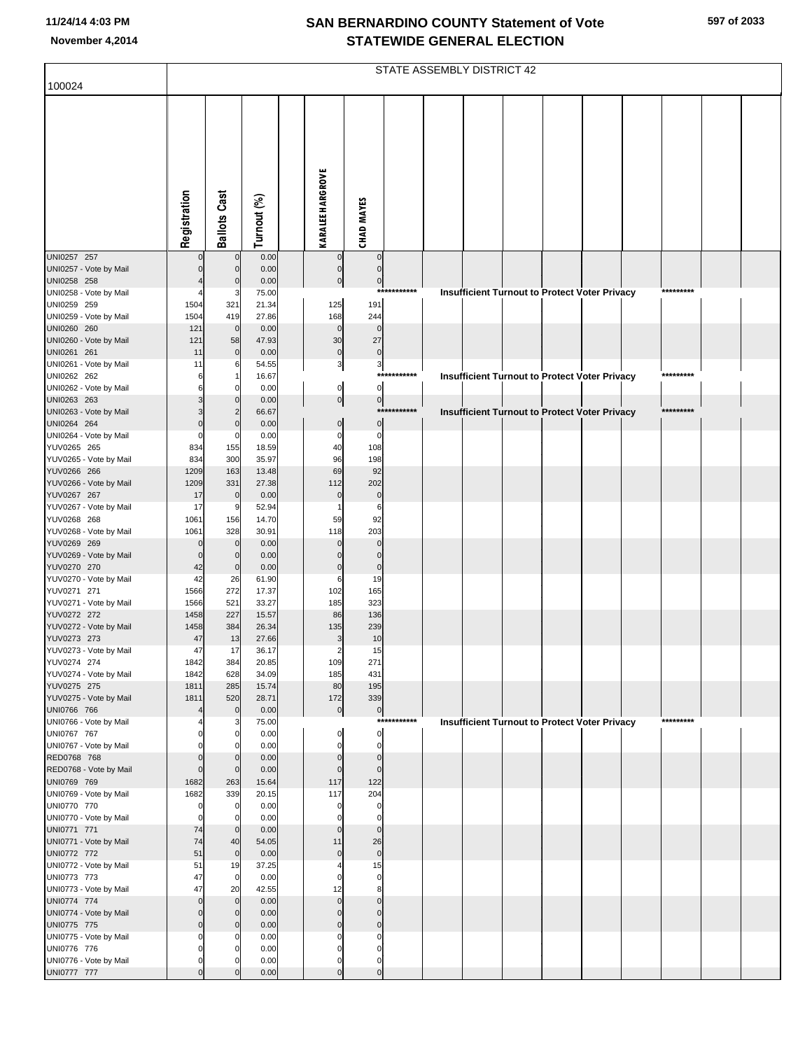# SAN BERNARDINO COUNTY Statement of Vote
## STATEWIDE GENERAL ELECTION

November 4,2014

STATE ASSEMBLY DISTRICT 42

100024

| | Registration | Ballots Cast | Turnout (%) | | KARALEE HARGROVE | CHAD MAYES |
|---|---|---|---|---|---|---|
| UNI0257 257 | 0 | 0 | 0.00 | | 0 | 0 |
| UNI0257 - Vote by Mail | 0 | 0 | 0.00 | | 0 | 0 |
| UNI0258 258 | 4 | 0 | 0.00 | | 0 | 0 |
| UNI0258 - Vote by Mail | 4 | 3 | 75.00 | | *********** Insufficient Turnout to Protect Voter Privacy ********* | |
| UNI0259 259 | 1504 | 321 | 21.34 | | 125 | 191 |
| UNI0259 - Vote by Mail | 1504 | 419 | 27.86 | | 168 | 244 |
| UNI0260 260 | 121 | 0 | 0.00 | | 0 | 0 |
| UNI0260 - Vote by Mail | 121 | 58 | 47.93 | | 30 | 27 |
| UNI0261 261 | 11 | 0 | 0.00 | | 0 | 0 |
| UNI0261 - Vote by Mail | 11 | 6 | 54.55 | | 3 | 3 |
| UNI0262 262 | 6 | 1 | 16.67 | | *********** Insufficient Turnout to Protect Voter Privacy ********* | |
| UNI0262 - Vote by Mail | 6 | 0 | 0.00 | | 0 | 0 |
| UNI0263 263 | 3 | 0 | 0.00 | | 0 | 0 |
| UNI0263 - Vote by Mail | 3 | 2 | 66.67 | | *********** Insufficient Turnout to Protect Voter Privacy ********* | |
| UNI0264 264 | 0 | 0 | 0.00 | | 0 | 0 |
| UNI0264 - Vote by Mail | 0 | 0 | 0.00 | | 0 | 0 |
| YUV0265 265 | 834 | 155 | 18.59 | | 40 | 108 |
| YUV0265 - Vote by Mail | 834 | 300 | 35.97 | | 96 | 198 |
| YUV0266 266 | 1209 | 163 | 13.48 | | 69 | 92 |
| YUV0266 - Vote by Mail | 1209 | 331 | 27.38 | | 112 | 202 |
| YUV0267 267 | 17 | 0 | 0.00 | | 0 | 0 |
| YUV0267 - Vote by Mail | 17 | 9 | 52.94 | | 1 | 6 |
| YUV0268 268 | 1061 | 156 | 14.70 | | 59 | 92 |
| YUV0268 - Vote by Mail | 1061 | 328 | 30.91 | | 118 | 203 |
| YUV0269 269 | 0 | 0 | 0.00 | | 0 | 0 |
| YUV0269 - Vote by Mail | 0 | 0 | 0.00 | | 0 | 0 |
| YUV0270 270 | 42 | 0 | 0.00 | | 0 | 0 |
| YUV0270 - Vote by Mail | 42 | 26 | 61.90 | | 6 | 19 |
| YUV0271 271 | 1566 | 272 | 17.37 | | 102 | 165 |
| YUV0271 - Vote by Mail | 1566 | 521 | 33.27 | | 185 | 323 |
| YUV0272 272 | 1458 | 227 | 15.57 | | 86 | 136 |
| YUV0272 - Vote by Mail | 1458 | 384 | 26.34 | | 135 | 239 |
| YUV0273 273 | 47 | 13 | 27.66 | | 3 | 10 |
| YUV0273 - Vote by Mail | 47 | 17 | 36.17 | | 2 | 15 |
| YUV0274 274 | 1842 | 384 | 20.85 | | 109 | 271 |
| YUV0274 - Vote by Mail | 1842 | 628 | 34.09 | | 185 | 431 |
| YUV0275 275 | 1811 | 285 | 15.74 | | 80 | 195 |
| YUV0275 - Vote by Mail | 1811 | 520 | 28.71 | | 172 | 339 |
| UNI0766 766 | 4 | 0 | 0.00 | | 0 | 0 |
| UNI0766 - Vote by Mail | 4 | 3 | 75.00 | | *********** Insufficient Turnout to Protect Voter Privacy ********* | |
| UNI0767 767 | 0 | 0 | 0.00 | | 0 | 0 |
| UNI0767 - Vote by Mail | 0 | 0 | 0.00 | | 0 | 0 |
| RED0768 768 | 0 | 0 | 0.00 | | 0 | 0 |
| RED0768 - Vote by Mail | 0 | 0 | 0.00 | | 0 | 0 |
| UNI0769 769 | 1682 | 263 | 15.64 | | 117 | 122 |
| UNI0769 - Vote by Mail | 1682 | 339 | 20.15 | | 117 | 204 |
| UNI0770 770 | 0 | 0 | 0.00 | | 0 | 0 |
| UNI0770 - Vote by Mail | 0 | 0 | 0.00 | | 0 | 0 |
| UNI0771 771 | 74 | 0 | 0.00 | | 0 | 0 |
| UNI0771 - Vote by Mail | 74 | 40 | 54.05 | | 11 | 26 |
| UNI0772 772 | 51 | 0 | 0.00 | | 0 | 0 |
| UNI0772 - Vote by Mail | 51 | 19 | 37.25 | | 4 | 15 |
| UNI0773 773 | 47 | 0 | 0.00 | | 0 | 0 |
| UNI0773 - Vote by Mail | 47 | 20 | 42.55 | | 12 | 8 |
| UNI0774 774 | 0 | 0 | 0.00 | | 0 | 0 |
| UNI0774 - Vote by Mail | 0 | 0 | 0.00 | | 0 | 0 |
| UNI0775 775 | 0 | 0 | 0.00 | | 0 | 0 |
| UNI0775 - Vote by Mail | 0 | 0 | 0.00 | | 0 | 0 |
| UNI0776 776 | 0 | 0 | 0.00 | | 0 | 0 |
| UNI0776 - Vote by Mail | 0 | 0 | 0.00 | | 0 | 0 |
| UNI0777 777 | 0 | 0 | 0.00 | | 0 | 0 |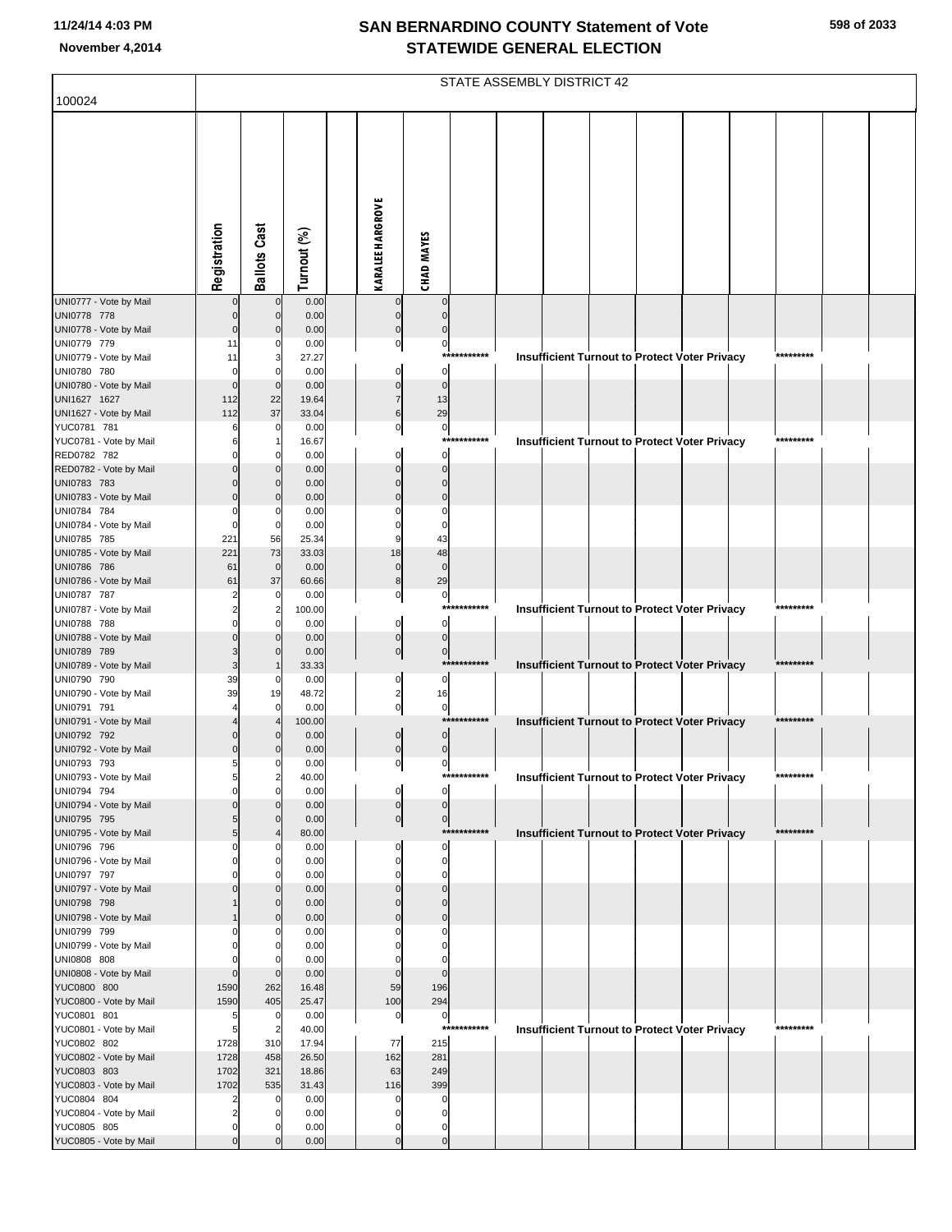# SAN BERNARDINO COUNTY Statement of Vote
## STATEWIDE GENERAL ELECTION

11/24/14 4:03 PM
November 4,2014

STATE ASSEMBLY DISTRICT 42

100024

| | Registration | Ballots Cast | Turnout (%) | | KARALEE HARGROVE | CHAD MAYES | | | | | | | | | | |
|---|---|---|---|---|---|---|---|---|---|---|---|---|---|---|---|---|
| UNI0777 - Vote by Mail | 0 | 0 | 0.00 | | 0 | 0 | | | | | | | | | | |
| UNI0778 778 | 0 | 0 | 0.00 | | 0 | 0 | | | | | | | | | | |
| UNI0778 - Vote by Mail | 0 | 0 | 0.00 | | 0 | 0 | | | | | | | | | | |
| UNI0779 779 | 11 | 0 | 0.00 | | 0 | 0 | | | | | | | | | | |
| UNI0779 - Vote by Mail | 11 | 3 | 27.27 | | | *********** | | Insufficient Turnout to Protect Voter Privacy | | | | | | ********* | | |
| UNI0780 780 | 0 | 0 | 0.00 | | 0 | 0 | | | | | | | | | | |
| UNI0780 - Vote by Mail | 0 | 0 | 0.00 | | 0 | 0 | | | | | | | | | | |
| UNI1627 1627 | 112 | 22 | 19.64 | | 7 | 13 | | | | | | | | | | |
| UNI1627 - Vote by Mail | 112 | 37 | 33.04 | | 6 | 29 | | | | | | | | | | |
| YUC0781 781 | 6 | 0 | 0.00 | | 0 | 0 | | | | | | | | | | |
| YUC0781 - Vote by Mail | 6 | 1 | 16.67 | | | *********** | | Insufficient Turnout to Protect Voter Privacy | | | | | | ********* | | |
| RED0782 782 | 0 | 0 | 0.00 | | 0 | 0 | | | | | | | | | | |
| RED0782 - Vote by Mail | 0 | 0 | 0.00 | | 0 | 0 | | | | | | | | | | |
| UNI0783 783 | 0 | 0 | 0.00 | | 0 | 0 | | | | | | | | | | |
| UNI0783 - Vote by Mail | 0 | 0 | 0.00 | | 0 | 0 | | | | | | | | | | |
| UNI0784 784 | 0 | 0 | 0.00 | | 0 | 0 | | | | | | | | | | |
| UNI0784 - Vote by Mail | 0 | 0 | 0.00 | | 0 | 0 | | | | | | | | | | |
| UNI0785 785 | 221 | 56 | 25.34 | | 9 | 43 | | | | | | | | | | |
| UNI0785 - Vote by Mail | 221 | 73 | 33.03 | | 18 | 48 | | | | | | | | | | |
| UNI0786 786 | 61 | 0 | 0.00 | | 0 | 0 | | | | | | | | | | |
| UNI0786 - Vote by Mail | 61 | 37 | 60.66 | | 8 | 29 | | | | | | | | | | |
| UNI0787 787 | 2 | 0 | 0.00 | | 0 | 0 | | | | | | | | | | |
| UNI0787 - Vote by Mail | 2 | 2 | 100.00 | | | *********** | | Insufficient Turnout to Protect Voter Privacy | | | | | | ********* | | |
| UNI0788 788 | 0 | 0 | 0.00 | | 0 | 0 | | | | | | | | | | |
| UNI0788 - Vote by Mail | 0 | 0 | 0.00 | | 0 | 0 | | | | | | | | | | |
| UNI0789 789 | 3 | 0 | 0.00 | | 0 | 0 | | | | | | | | | | |
| UNI0789 - Vote by Mail | 3 | 1 | 33.33 | | | *********** | | Insufficient Turnout to Protect Voter Privacy | | | | | | ********* | | |
| UNI0790 790 | 39 | 0 | 0.00 | | 0 | 0 | | | | | | | | | | |
| UNI0790 - Vote by Mail | 39 | 19 | 48.72 | | 2 | 16 | | | | | | | | | | |
| UNI0791 791 | 4 | 0 | 0.00 | | 0 | 0 | | | | | | | | | | |
| UNI0791 - Vote by Mail | 4 | 4 | 100.00 | | | *********** | | Insufficient Turnout to Protect Voter Privacy | | | | | | ********* | | |
| UNI0792 792 | 0 | 0 | 0.00 | | 0 | 0 | | | | | | | | | | |
| UNI0792 - Vote by Mail | 0 | 0 | 0.00 | | 0 | 0 | | | | | | | | | | |
| UNI0793 793 | 5 | 0 | 0.00 | | 0 | 0 | | | | | | | | | | |
| UNI0793 - Vote by Mail | 5 | 2 | 40.00 | | | *********** | | Insufficient Turnout to Protect Voter Privacy | | | | | | ********* | | |
| UNI0794 794 | 0 | 0 | 0.00 | | 0 | 0 | | | | | | | | | | |
| UNI0794 - Vote by Mail | 0 | 0 | 0.00 | | 0 | 0 | | | | | | | | | | |
| UNI0795 795 | 5 | 0 | 0.00 | | 0 | 0 | | | | | | | | | | |
| UNI0795 - Vote by Mail | 5 | 4 | 80.00 | | | *********** | | Insufficient Turnout to Protect Voter Privacy | | | | | | ********* | | |
| UNI0796 796 | 0 | 0 | 0.00 | | 0 | 0 | | | | | | | | | | |
| UNI0796 - Vote by Mail | 0 | 0 | 0.00 | | 0 | 0 | | | | | | | | | | |
| UNI0797 797 | 0 | 0 | 0.00 | | 0 | 0 | | | | | | | | | | |
| UNI0797 - Vote by Mail | 0 | 0 | 0.00 | | 0 | 0 | | | | | | | | | | |
| UNI0798 798 | 1 | 0 | 0.00 | | 0 | 0 | | | | | | | | | | |
| UNI0798 - Vote by Mail | 1 | 0 | 0.00 | | 0 | 0 | | | | | | | | | | |
| UNI0799 799 | 0 | 0 | 0.00 | | 0 | 0 | | | | | | | | | | |
| UNI0799 - Vote by Mail | 0 | 0 | 0.00 | | 0 | 0 | | | | | | | | | | |
| UNI0808 808 | 0 | 0 | 0.00 | | 0 | 0 | | | | | | | | | | |
| UNI0808 - Vote by Mail | 0 | 0 | 0.00 | | 0 | 0 | | | | | | | | | | |
| YUC0800 800 | 1590 | 262 | 16.48 | | 59 | 196 | | | | | | | | | | |
| YUC0800 - Vote by Mail | 1590 | 405 | 25.47 | | 100 | 294 | | | | | | | | | | |
| YUC0801 801 | 5 | 0 | 0.00 | | 0 | 0 | | | | | | | | | | |
| YUC0801 - Vote by Mail | 5 | 2 | 40.00 | | | *********** | | Insufficient Turnout to Protect Voter Privacy | | | | | | ********* | | |
| YUC0802 802 | 1728 | 310 | 17.94 | | 77 | 215 | | | | | | | | | | |
| YUC0802 - Vote by Mail | 1728 | 458 | 26.50 | | 162 | 281 | | | | | | | | | | |
| YUC0803 803 | 1702 | 321 | 18.86 | | 63 | 249 | | | | | | | | | | |
| YUC0803 - Vote by Mail | 1702 | 535 | 31.43 | | 116 | 399 | | | | | | | | | | |
| YUC0804 804 | 2 | 0 | 0.00 | | 0 | 0 | | | | | | | | | | |
| YUC0804 - Vote by Mail | 2 | 0 | 0.00 | | 0 | 0 | | | | | | | | | | |
| YUC0805 805 | 0 | 0 | 0.00 | | 0 | 0 | | | | | | | | | | |
| YUC0805 - Vote by Mail | 0 | 0 | 0.00 | | 0 | 0 | | | | | | | | | | |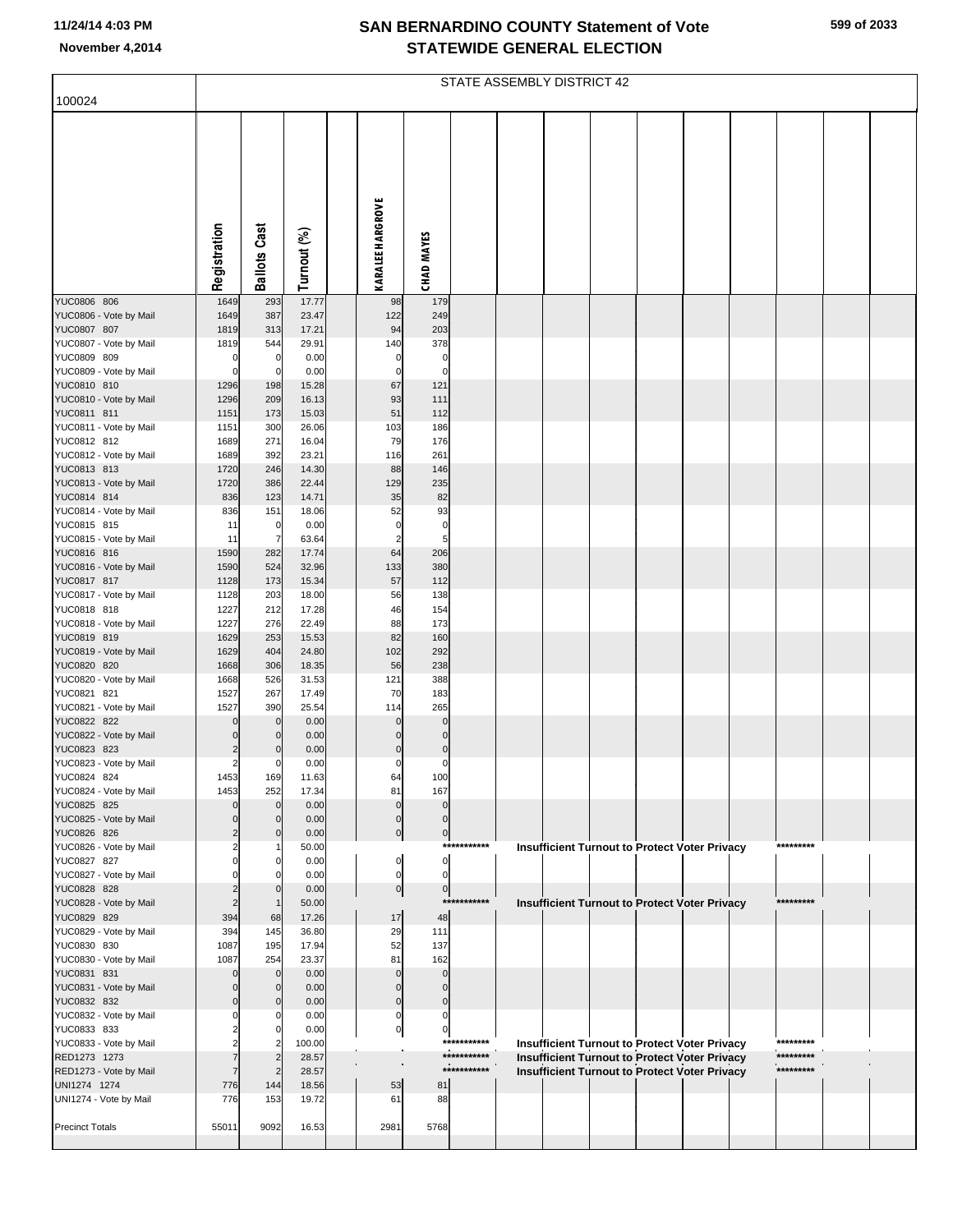# SAN BERNARDINO COUNTY Statement of Vote
## STATEWIDE GENERAL ELECTION

11/24/14 4:03 PM
November 4,2014

STATE ASSEMBLY DISTRICT 42

100024

| | Registration | Ballots Cast | Turnout (%) | KARALEE HARGROVE | CHAD MAYES |
|---|---|---|---|---|---|
| YUC0806 806 | 1649 | 293 | 17.77 | 98 | 179 |
| YUC0806 - Vote by Mail | 1649 | 387 | 23.47 | 122 | 249 |
| YUC0807 807 | 1819 | 313 | 17.21 | 94 | 203 |
| YUC0807 - Vote by Mail | 1819 | 544 | 29.91 | 140 | 378 |
| YUC0809 809 | 0 | 0 | 0.00 | 0 | 0 |
| YUC0809 - Vote by Mail | 0 | 0 | 0.00 | 0 | 0 |
| YUC0810 810 | 1296 | 198 | 15.28 | 67 | 121 |
| YUC0810 - Vote by Mail | 1296 | 209 | 16.13 | 93 | 111 |
| YUC0811 811 | 1151 | 173 | 15.03 | 51 | 112 |
| YUC0811 - Vote by Mail | 1151 | 300 | 26.06 | 103 | 186 |
| YUC0812 812 | 1689 | 271 | 16.04 | 79 | 176 |
| YUC0812 - Vote by Mail | 1689 | 392 | 23.21 | 116 | 261 |
| YUC0813 813 | 1720 | 246 | 14.30 | 88 | 146 |
| YUC0813 - Vote by Mail | 1720 | 386 | 22.44 | 129 | 235 |
| YUC0814 814 | 836 | 123 | 14.71 | 35 | 82 |
| YUC0814 - Vote by Mail | 836 | 151 | 18.06 | 52 | 93 |
| YUC0815 815 | 11 | 0 | 0.00 | 0 | 0 |
| YUC0815 - Vote by Mail | 11 | 7 | 63.64 | 2 | 5 |
| YUC0816 816 | 1590 | 282 | 17.74 | 64 | 206 |
| YUC0816 - Vote by Mail | 1590 | 524 | 32.96 | 133 | 380 |
| YUC0817 817 | 1128 | 173 | 15.34 | 57 | 112 |
| YUC0817 - Vote by Mail | 1128 | 203 | 18.00 | 56 | 138 |
| YUC0818 818 | 1227 | 212 | 17.28 | 46 | 154 |
| YUC0818 - Vote by Mail | 1227 | 276 | 22.49 | 88 | 173 |
| YUC0819 819 | 1629 | 253 | 15.53 | 82 | 160 |
| YUC0819 - Vote by Mail | 1629 | 404 | 24.80 | 102 | 292 |
| YUC0820 820 | 1668 | 306 | 18.35 | 56 | 238 |
| YUC0820 - Vote by Mail | 1668 | 526 | 31.53 | 121 | 388 |
| YUC0821 821 | 1527 | 267 | 17.49 | 70 | 183 |
| YUC0821 - Vote by Mail | 1527 | 390 | 25.54 | 114 | 265 |
| YUC0822 822 | 0 | 0 | 0.00 | 0 | 0 |
| YUC0822 - Vote by Mail | 0 | 0 | 0.00 | 0 | 0 |
| YUC0823 823 | 2 | 0 | 0.00 | 0 | 0 |
| YUC0823 - Vote by Mail | 2 | 0 | 0.00 | 0 | 0 |
| YUC0824 824 | 1453 | 169 | 11.63 | 64 | 100 |
| YUC0824 - Vote by Mail | 1453 | 252 | 17.34 | 81 | 167 |
| YUC0825 825 | 0 | 0 | 0.00 | 0 | 0 |
| YUC0825 - Vote by Mail | 0 | 0 | 0.00 | 0 | 0 |
| YUC0826 826 | 2 | 0 | 0.00 | 0 | 0 |
| YUC0826 - Vote by Mail | 2 | 1 | 50.00 | Insufficient Turnout to Protect Voter Privacy | |
| YUC0827 827 | 0 | 0 | 0.00 | 0 | 0 |
| YUC0827 - Vote by Mail | 0 | 0 | 0.00 | 0 | 0 |
| YUC0828 828 | 2 | 0 | 0.00 | 0 | 0 |
| YUC0828 - Vote by Mail | 2 | 1 | 50.00 | Insufficient Turnout to Protect Voter Privacy | |
| YUC0829 829 | 394 | 68 | 17.26 | 17 | 48 |
| YUC0829 - Vote by Mail | 394 | 145 | 36.80 | 29 | 111 |
| YUC0830 830 | 1087 | 195 | 17.94 | 52 | 137 |
| YUC0830 - Vote by Mail | 1087 | 254 | 23.37 | 81 | 162 |
| YUC0831 831 | 0 | 0 | 0.00 | 0 | 0 |
| YUC0831 - Vote by Mail | 0 | 0 | 0.00 | 0 | 0 |
| YUC0832 832 | 0 | 0 | 0.00 | 0 | 0 |
| YUC0832 - Vote by Mail | 0 | 0 | 0.00 | 0 | 0 |
| YUC0833 833 | 2 | 0 | 0.00 | 0 | 0 |
| YUC0833 - Vote by Mail | 2 | 2 | 100.00 | Insufficient Turnout to Protect Voter Privacy | |
| RED1273 1273 | 7 | 2 | 28.57 | Insufficient Turnout to Protect Voter Privacy | |
| RED1273 - Vote by Mail | 7 | 2 | 28.57 | Insufficient Turnout to Protect Voter Privacy | |
| UNI1274 1274 | 776 | 144 | 18.56 | 53 | 81 |
| UNI1274 - Vote by Mail | 776 | 153 | 19.72 | 61 | 88 |
| Precinct Totals | 55011 | 9092 | 16.53 | 2981 | 5768 |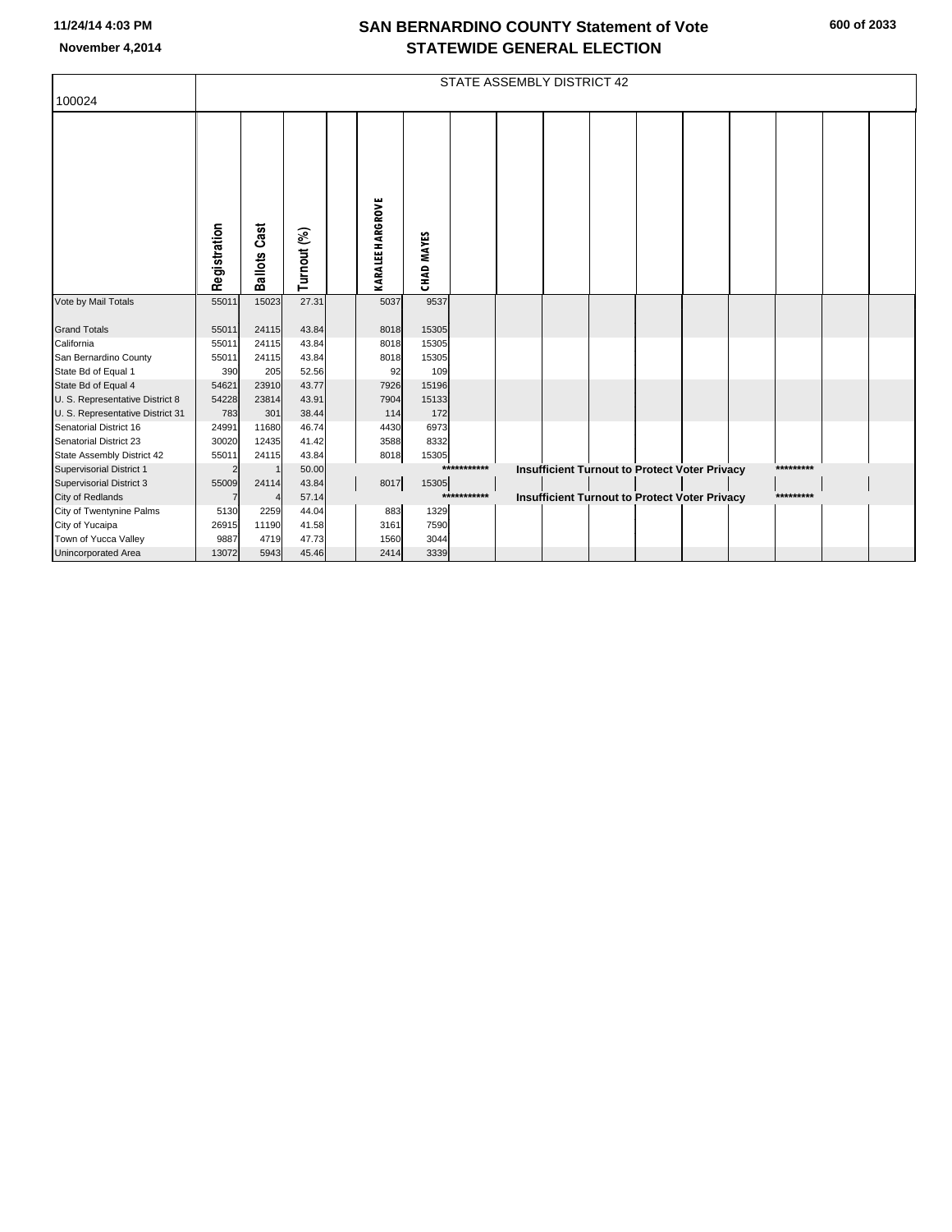# SAN BERNARDINO COUNTY Statement of Vote
## STATEWIDE GENERAL ELECTION

November 4,2014

100024

STATE ASSEMBLY DISTRICT 42

| | Registration | Ballots Cast | Turnout (%) | | KARALEE HARGROVE | CHAD MAYES | | | | | | | | | | |
|---|---|---|---|---|---|---|---|---|---|---|---|---|---|---|---|---|
| Vote by Mail Totals | 55011 | 15023 | 27.31 | | 5037 | 9537 | | | | | | | | | | |
| Grand Totals | 55011 | 24115 | 43.84 | | 8018 | 15305 | | | | | | | | | | |
| California | 55011 | 24115 | 43.84 | | 8018 | 15305 | | | | | | | | | | |
| San Bernardino County | 55011 | 24115 | 43.84 | | 8018 | 15305 | | | | | | | | | | |
| State Bd of Equal 1 | 390 | 205 | 52.56 | | 92 | 109 | | | | | | | | | | |
| State Bd of Equal 4 | 54621 | 23910 | 43.77 | | 7926 | 15196 | | | | | | | | | | |
| U. S. Representative District 8 | 54228 | 23814 | 43.91 | | 7904 | 15133 | | | | | | | | | | |
| U. S. Representative District 31 | 783 | 301 | 38.44 | | 114 | 172 | | | | | | | | | | |
| Senatorial District 16 | 24991 | 11680 | 46.74 | | 4430 | 6973 | | | | | | | | | | |
| Senatorial District 23 | 30020 | 12435 | 41.42 | | 3588 | 8332 | | | | | | | | | | |
| State Assembly District 42 | 55011 | 24115 | 43.84 | | 8018 | 15305 | | | | | | | | | | |
| Supervisorial District 1 | 2 | 1 | 50.00 | | | *********** | Insufficient Turnout to Protect Voter Privacy | | | | | | | ********* | | |
| Supervisorial District 3 | 55009 | 24114 | 43.84 | | 8017 | 15305 | | | | | | | | | | |
| City of Redlands | 7 | 4 | 57.14 | | | *********** | Insufficient Turnout to Protect Voter Privacy | | | | | | | ********* | | |
| City of Twentynine Palms | 5130 | 2259 | 44.04 | | 883 | 1329 | | | | | | | | | | |
| City of Yucaipa | 26915 | 11190 | 41.58 | | 3161 | 7590 | | | | | | | | | | |
| Town of Yucca Valley | 9887 | 4719 | 47.73 | | 1560 | 3044 | | | | | | | | | | |
| Unincorporated Area | 13072 | 5943 | 45.46 | | 2414 | 3339 | | | | | | | | | | |